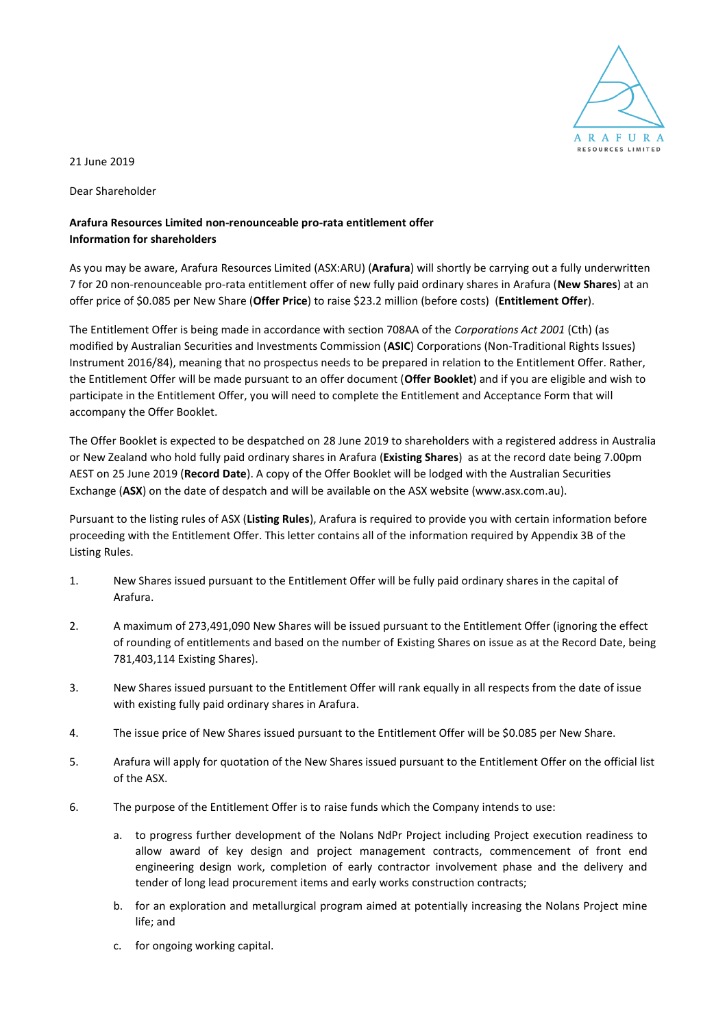21 June 2019

Dear Shareholder

**Arafura Resources Limited non-renounceable pro-rata entitlement offer**
**Information for shareholders**

As you may be aware, Arafura Resources Limited (ASX:ARU) (**Arafura**) will shortly be carrying out a fully underwritten 7 for 20 non-renounceable pro-rata entitlement offer of new fully paid ordinary shares in Arafura (**New Shares**) at an offer price of $0.085 per New Share (**Offer Price**) to raise $23.2 million (before costs) (**Entitlement Offer**).

The Entitlement Offer is being made in accordance with section 708AA of the *Corporations Act 2001* (Cth) (as modified by Australian Securities and Investments Commission (**ASIC**) Corporations (Non-Traditional Rights Issues) Instrument 2016/84), meaning that no prospectus needs to be prepared in relation to the Entitlement Offer. Rather, the Entitlement Offer will be made pursuant to an offer document (**Offer Booklet**) and if you are eligible and wish to participate in the Entitlement Offer, you will need to complete the Entitlement and Acceptance Form that will accompany the Offer Booklet.

The Offer Booklet is expected to be despatched on 28 June 2019 to shareholders with a registered address in Australia or New Zealand who hold fully paid ordinary shares in Arafura (**Existing Shares**) as at the record date being 7.00pm AEST on 25 June 2019 (**Record Date**). A copy of the Offer Booklet will be lodged with the Australian Securities Exchange (**ASX**) on the date of despatch and will be available on the ASX website (www.asx.com.au).

Pursuant to the listing rules of ASX (**Listing Rules**), Arafura is required to provide you with certain information before proceeding with the Entitlement Offer. This letter contains all of the information required by Appendix 3B of the Listing Rules.

1. New Shares issued pursuant to the Entitlement Offer will be fully paid ordinary shares in the capital of Arafura.

2. A maximum of 273,491,090 New Shares will be issued pursuant to the Entitlement Offer (ignoring the effect of rounding of entitlements and based on the number of Existing Shares on issue as at the Record Date, being 781,403,114 Existing Shares).

3. New Shares issued pursuant to the Entitlement Offer will rank equally in all respects from the date of issue with existing fully paid ordinary shares in Arafura.

4. The issue price of New Shares issued pursuant to the Entitlement Offer will be $0.085 per New Share.

5. Arafura will apply for quotation of the New Shares issued pursuant to the Entitlement Offer on the official list of the ASX.

6. The purpose of the Entitlement Offer is to raise funds which the Company intends to use:

   a. to progress further development of the Nolans NdPr Project including Project execution readiness to allow award of key design and project management contracts, commencement of front end engineering design work, completion of early contractor involvement phase and the delivery and tender of long lead procurement items and early works construction contracts;

   b. for an exploration and metallurgical program aimed at potentially increasing the Nolans Project mine life; and

   c. for ongoing working capital.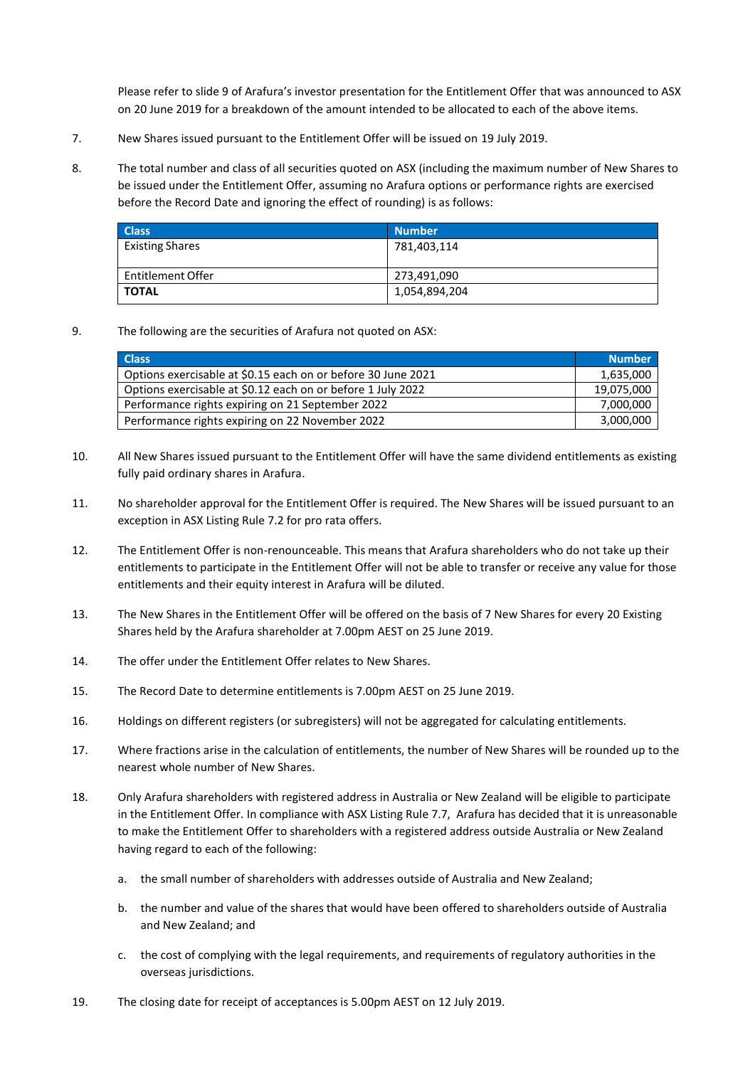Please refer to slide 9 of Arafura's investor presentation for the Entitlement Offer that was announced to ASX on 20 June 2019 for a breakdown of the amount intended to be allocated to each of the above items.

7. New Shares issued pursuant to the Entitlement Offer will be issued on 19 July 2019.

8. The total number and class of all securities quoted on ASX (including the maximum number of New Shares to be issued under the Entitlement Offer, assuming no Arafura options or performance rights are exercised before the Record Date and ignoring the effect of rounding) is as follows:

| Class | Number |
|---|---|
| Existing Shares | 781,403,114 |
| Entitlement Offer | 273,491,090 |
| **TOTAL** | 1,054,894,204 |

9. The following are the securities of Arafura not quoted on ASX:

| Class | Number |
|---|---|
| Options exercisable at $0.15 each on or before 30 June 2021 | 1,635,000 |
| Options exercisable at $0.12 each on or before 1 July 2022 | 19,075,000 |
| Performance rights expiring on 21 September 2022 | 7,000,000 |
| Performance rights expiring on 22 November 2022 | 3,000,000 |

10. All New Shares issued pursuant to the Entitlement Offer will have the same dividend entitlements as existing fully paid ordinary shares in Arafura.

11. No shareholder approval for the Entitlement Offer is required. The New Shares will be issued pursuant to an exception in ASX Listing Rule 7.2 for pro rata offers.

12. The Entitlement Offer is non-renounceable. This means that Arafura shareholders who do not take up their entitlements to participate in the Entitlement Offer will not be able to transfer or receive any value for those entitlements and their equity interest in Arafura will be diluted.

13. The New Shares in the Entitlement Offer will be offered on the basis of 7 New Shares for every 20 Existing Shares held by the Arafura shareholder at 7.00pm AEST on 25 June 2019.

14. The offer under the Entitlement Offer relates to New Shares.

15. The Record Date to determine entitlements is 7.00pm AEST on 25 June 2019.

16. Holdings on different registers (or subregisters) will not be aggregated for calculating entitlements.

17. Where fractions arise in the calculation of entitlements, the number of New Shares will be rounded up to the nearest whole number of New Shares.

18. Only Arafura shareholders with registered address in Australia or New Zealand will be eligible to participate in the Entitlement Offer. In compliance with ASX Listing Rule 7.7, Arafura has decided that it is unreasonable to make the Entitlement Offer to shareholders with a registered address outside Australia or New Zealand having regard to each of the following:

    a. the small number of shareholders with addresses outside of Australia and New Zealand;

    b. the number and value of the shares that would have been offered to shareholders outside of Australia and New Zealand; and

    c. the cost of complying with the legal requirements, and requirements of regulatory authorities in the overseas jurisdictions.

19. The closing date for receipt of acceptances is 5.00pm AEST on 12 July 2019.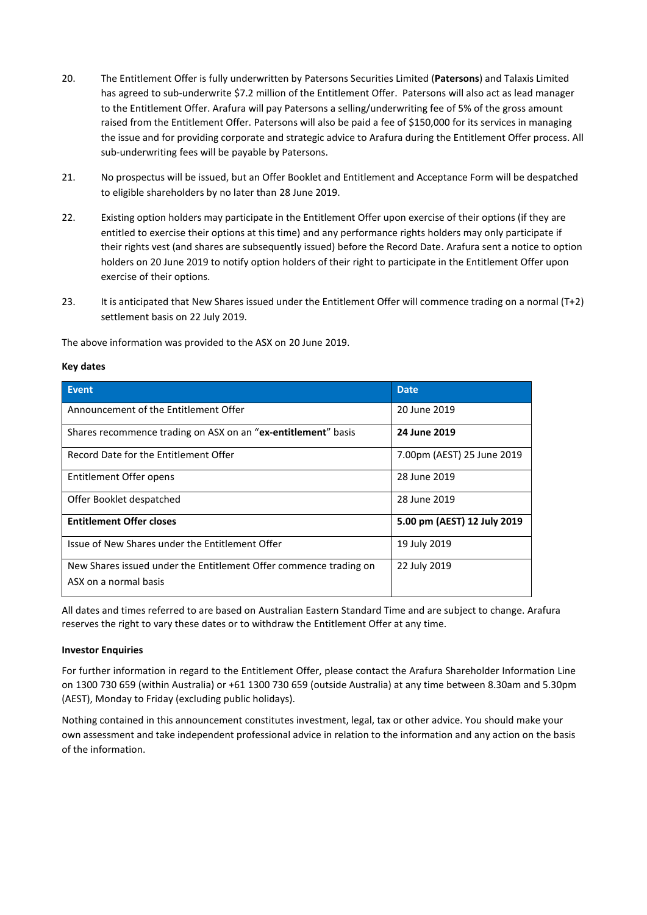20. The Entitlement Offer is fully underwritten by Patersons Securities Limited (**Patersons**) and Talaxis Limited has agreed to sub-underwrite $7.2 million of the Entitlement Offer. Patersons will also act as lead manager to the Entitlement Offer. Arafura will pay Patersons a selling/underwriting fee of 5% of the gross amount raised from the Entitlement Offer. Patersons will also be paid a fee of $150,000 for its services in managing the issue and for providing corporate and strategic advice to Arafura during the Entitlement Offer process. All sub-underwriting fees will be payable by Patersons.

21. No prospectus will be issued, but an Offer Booklet and Entitlement and Acceptance Form will be despatched to eligible shareholders by no later than 28 June 2019.

22. Existing option holders may participate in the Entitlement Offer upon exercise of their options (if they are entitled to exercise their options at this time) and any performance rights holders may only participate if their rights vest (and shares are subsequently issued) before the Record Date. Arafura sent a notice to option holders on 20 June 2019 to notify option holders of their right to participate in the Entitlement Offer upon exercise of their options.

23. It is anticipated that New Shares issued under the Entitlement Offer will commence trading on a normal (T+2) settlement basis on 22 July 2019.

The above information was provided to the ASX on 20 June 2019.

**Key dates**

| Event | Date |
|---|---|
| Announcement of the Entitlement Offer | 20 June 2019 |
| Shares recommence trading on ASX on an "**ex-entitlement**" basis | **24 June 2019** |
| Record Date for the Entitlement Offer | 7.00pm (AEST) 25 June 2019 |
| Entitlement Offer opens | 28 June 2019 |
| Offer Booklet despatched | 28 June 2019 |
| **Entitlement Offer closes** | **5.00 pm (AEST) 12 July 2019** |
| Issue of New Shares under the Entitlement Offer | 19 July 2019 |
| New Shares issued under the Entitlement Offer commence trading on ASX on a normal basis | 22 July 2019 |

All dates and times referred to are based on Australian Eastern Standard Time and are subject to change. Arafura reserves the right to vary these dates or to withdraw the Entitlement Offer at any time.

**Investor Enquiries**

For further information in regard to the Entitlement Offer, please contact the Arafura Shareholder Information Line on 1300 730 659 (within Australia) or +61 1300 730 659 (outside Australia) at any time between 8.30am and 5.30pm (AEST), Monday to Friday (excluding public holidays).

Nothing contained in this announcement constitutes investment, legal, tax or other advice. You should make your own assessment and take independent professional advice in relation to the information and any action on the basis of the information.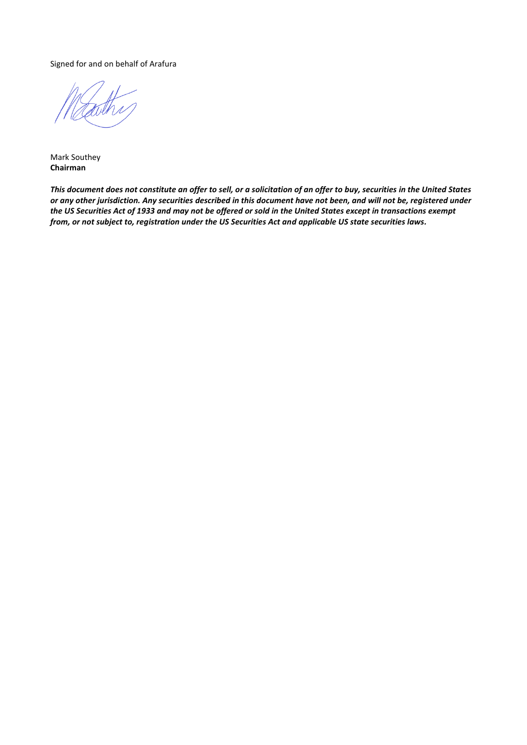Signed for and on behalf of Arafura

Mark Southey
**Chairman**

***This document does not constitute an offer to sell, or a solicitation of an offer to buy, securities in the United States or any other jurisdiction. Any securities described in this document have not been, and will not be, registered under the US Securities Act of 1933 and may not be offered or sold in the United States except in transactions exempt from, or not subject to, registration under the US Securities Act and applicable US state securities laws.***